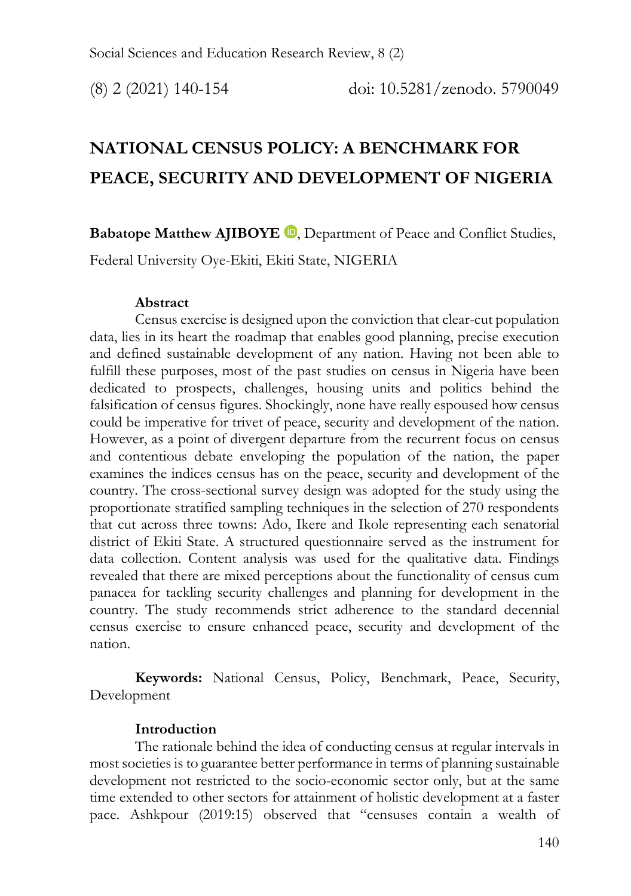# NATIONAL CENSUS POLICY: A BENCHMARK FOR PEACE, SECURITY AND DEVELOPMENT OF NIGERIA

**Babatope Matthew AJIBOYE**, Department of Peace and Conflict Studies, Federal University Oye-Ekiti, Ekiti State, NIGERIA

**Abstract**

Census exercise is designed upon the conviction that clear-cut population data, lies in its heart the roadmap that enables good planning, precise execution and defined sustainable development of any nation. Having not been able to fulfill these purposes, most of the past studies on census in Nigeria have been dedicated to prospects, challenges, housing units and politics behind the falsification of census figures. Shockingly, none have really espoused how census could be imperative for trivet of peace, security and development of the nation. However, as a point of divergent departure from the recurrent focus on census and contentious debate enveloping the population of the nation, the paper examines the indices census has on the peace, security and development of the country. The cross-sectional survey design was adopted for the study using the proportionate stratified sampling techniques in the selection of 270 respondents that cut across three towns: Ado, Ikere and Ikole representing each senatorial district of Ekiti State. A structured questionnaire served as the instrument for data collection. Content analysis was used for the qualitative data. Findings revealed that there are mixed perceptions about the functionality of census cum panacea for tackling security challenges and planning for development in the country. The study recommends strict adherence to the standard decennial census exercise to ensure enhanced peace, security and development of the nation.

**Keywords:** National Census, Policy, Benchmark, Peace, Security, Development

**Introduction**

The rationale behind the idea of conducting census at regular intervals in most societies is to guarantee better performance in terms of planning sustainable development not restricted to the socio-economic sector only, but at the same time extended to other sectors for attainment of holistic development at a faster pace. Ashkpour (2019:15) observed that "censuses contain a wealth of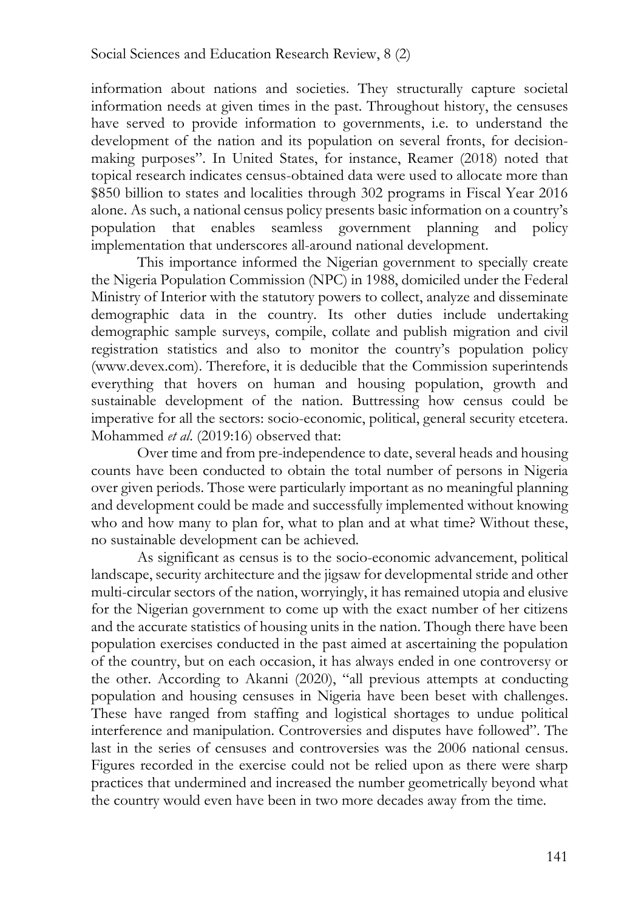information about nations and societies. They structurally capture societal information needs at given times in the past. Throughout history, the censuses have served to provide information to governments, i.e. to understand the development of the nation and its population on several fronts, for decision-making purposes". In United States, for instance, Reamer (2018) noted that topical research indicates census-obtained data were used to allocate more than $850 billion to states and localities through 302 programs in Fiscal Year 2016 alone. As such, a national census policy presents basic information on a country's population that enables seamless government planning and policy implementation that underscores all-around national development.

This importance informed the Nigerian government to specially create the Nigeria Population Commission (NPC) in 1988, domiciled under the Federal Ministry of Interior with the statutory powers to collect, analyze and disseminate demographic data in the country. Its other duties include undertaking demographic sample surveys, compile, collate and publish migration and civil registration statistics and also to monitor the country's population policy (www.devex.com). Therefore, it is deducible that the Commission superintends everything that hovers on human and housing population, growth and sustainable development of the nation. Buttressing how census could be imperative for all the sectors: socio-economic, political, general security etcetera. Mohammed *et al*. (2019:16) observed that:

Over time and from pre-independence to date, several heads and housing counts have been conducted to obtain the total number of persons in Nigeria over given periods. Those were particularly important as no meaningful planning and development could be made and successfully implemented without knowing who and how many to plan for, what to plan and at what time? Without these, no sustainable development can be achieved.

As significant as census is to the socio-economic advancement, political landscape, security architecture and the jigsaw for developmental stride and other multi-circular sectors of the nation, worryingly, it has remained utopia and elusive for the Nigerian government to come up with the exact number of her citizens and the accurate statistics of housing units in the nation. Though there have been population exercises conducted in the past aimed at ascertaining the population of the country, but on each occasion, it has always ended in one controversy or the other. According to Akanni (2020), "all previous attempts at conducting population and housing censuses in Nigeria have been beset with challenges. These have ranged from staffing and logistical shortages to undue political interference and manipulation. Controversies and disputes have followed". The last in the series of censuses and controversies was the 2006 national census. Figures recorded in the exercise could not be relied upon as there were sharp practices that undermined and increased the number geometrically beyond what the country would even have been in two more decades away from the time.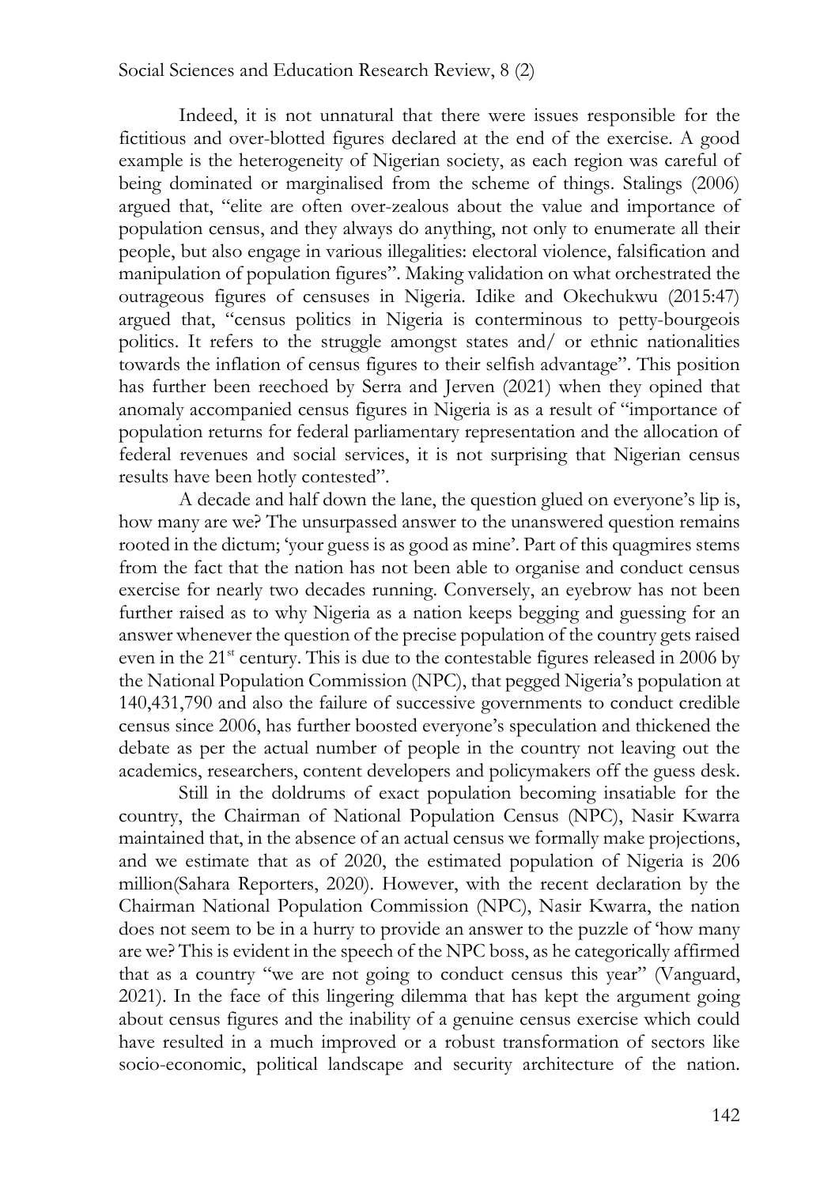Indeed, it is not unnatural that there were issues responsible for the fictitious and over-blotted figures declared at the end of the exercise. A good example is the heterogeneity of Nigerian society, as each region was careful of being dominated or marginalised from the scheme of things. Stalings (2006) argued that, "elite are often over-zealous about the value and importance of population census, and they always do anything, not only to enumerate all their people, but also engage in various illegalities: electoral violence, falsification and manipulation of population figures". Making validation on what orchestrated the outrageous figures of censuses in Nigeria. Idike and Okechukwu (2015:47) argued that, "census politics in Nigeria is conterminous to petty-bourgeois politics. It refers to the struggle amongst states and/ or ethnic nationalities towards the inflation of census figures to their selfish advantage". This position has further been reechoed by Serra and Jerven (2021) when they opined that anomaly accompanied census figures in Nigeria is as a result of "importance of population returns for federal parliamentary representation and the allocation of federal revenues and social services, it is not surprising that Nigerian census results have been hotly contested".

A decade and half down the lane, the question glued on everyone's lip is, how many are we? The unsurpassed answer to the unanswered question remains rooted in the dictum; 'your guess is as good as mine'. Part of this quagmires stems from the fact that the nation has not been able to organise and conduct census exercise for nearly two decades running. Conversely, an eyebrow has not been further raised as to why Nigeria as a nation keeps begging and guessing for an answer whenever the question of the precise population of the country gets raised even in the 21st century. This is due to the contestable figures released in 2006 by the National Population Commission (NPC), that pegged Nigeria's population at 140,431,790 and also the failure of successive governments to conduct credible census since 2006, has further boosted everyone's speculation and thickened the debate as per the actual number of people in the country not leaving out the academics, researchers, content developers and policymakers off the guess desk.

Still in the doldrums of exact population becoming insatiable for the country, the Chairman of National Population Census (NPC), Nasir Kwarra maintained that, in the absence of an actual census we formally make projections, and we estimate that as of 2020, the estimated population of Nigeria is 206 million(Sahara Reporters, 2020). However, with the recent declaration by the Chairman National Population Commission (NPC), Nasir Kwarra, the nation does not seem to be in a hurry to provide an answer to the puzzle of 'how many are we? This is evident in the speech of the NPC boss, as he categorically affirmed that as a country "we are not going to conduct census this year" (Vanguard, 2021). In the face of this lingering dilemma that has kept the argument going about census figures and the inability of a genuine census exercise which could have resulted in a much improved or a robust transformation of sectors like socio-economic, political landscape and security architecture of the nation.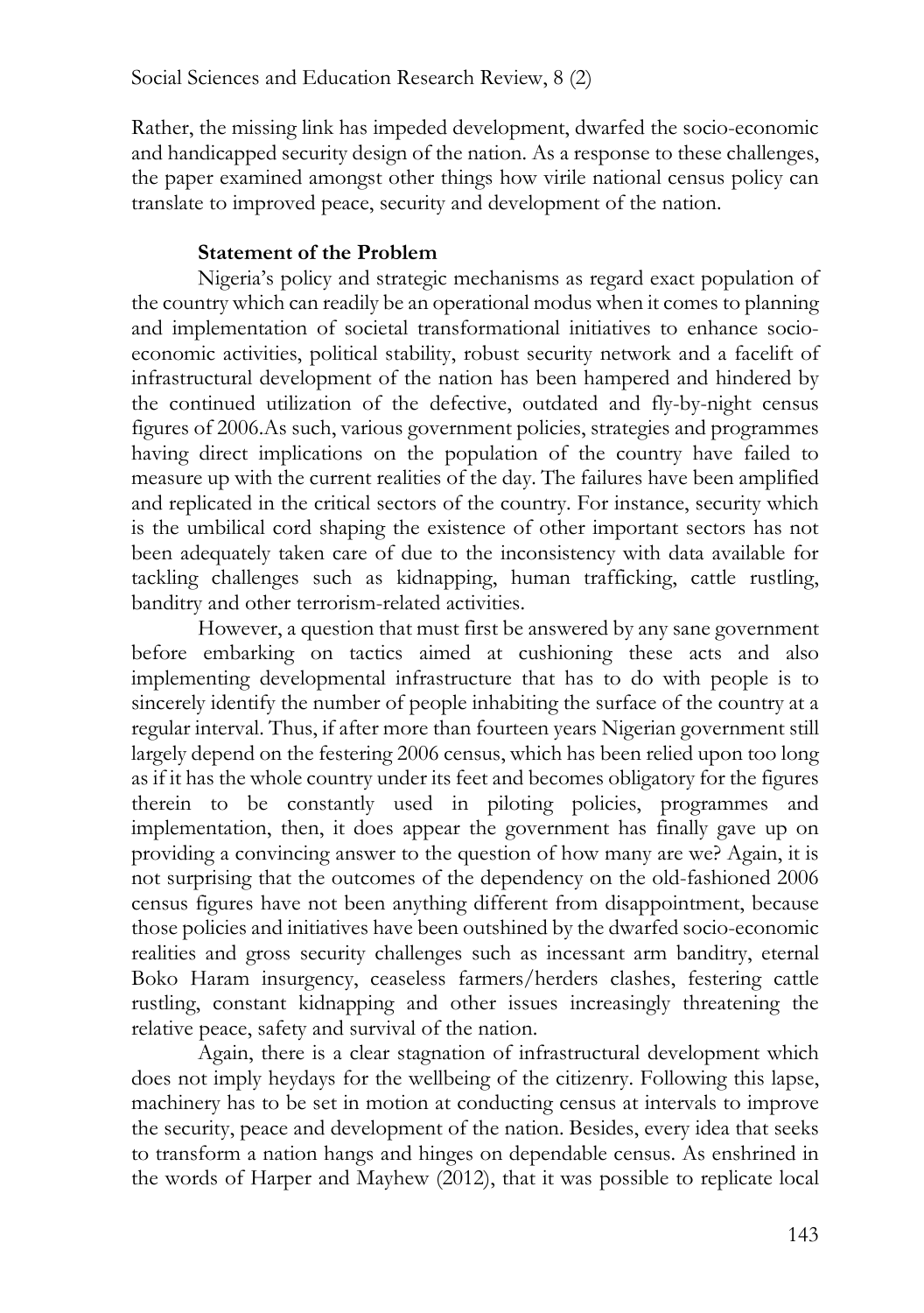Rather, the missing link has impeded development, dwarfed the socio-economic and handicapped security design of the nation. As a response to these challenges, the paper examined amongst other things how virile national census policy can translate to improved peace, security and development of the nation.

## Statement of the Problem

Nigeria's policy and strategic mechanisms as regard exact population of the country which can readily be an operational modus when it comes to planning and implementation of societal transformational initiatives to enhance socio-economic activities, political stability, robust security network and a facelift of infrastructural development of the nation has been hampered and hindered by the continued utilization of the defective, outdated and fly-by-night census figures of 2006.As such, various government policies, strategies and programmes having direct implications on the population of the country have failed to measure up with the current realities of the day. The failures have been amplified and replicated in the critical sectors of the country. For instance, security which is the umbilical cord shaping the existence of other important sectors has not been adequately taken care of due to the inconsistency with data available for tackling challenges such as kidnapping, human trafficking, cattle rustling, banditry and other terrorism-related activities.

However, a question that must first be answered by any sane government before embarking on tactics aimed at cushioning these acts and also implementing developmental infrastructure that has to do with people is to sincerely identify the number of people inhabiting the surface of the country at a regular interval. Thus, if after more than fourteen years Nigerian government still largely depend on the festering 2006 census, which has been relied upon too long as if it has the whole country under its feet and becomes obligatory for the figures therein to be constantly used in piloting policies, programmes and implementation, then, it does appear the government has finally gave up on providing a convincing answer to the question of how many are we? Again, it is not surprising that the outcomes of the dependency on the old-fashioned 2006 census figures have not been anything different from disappointment, because those policies and initiatives have been outshined by the dwarfed socio-economic realities and gross security challenges such as incessant arm banditry, eternal Boko Haram insurgency, ceaseless farmers/herders clashes, festering cattle rustling, constant kidnapping and other issues increasingly threatening the relative peace, safety and survival of the nation.

Again, there is a clear stagnation of infrastructural development which does not imply heydays for the wellbeing of the citizenry. Following this lapse, machinery has to be set in motion at conducting census at intervals to improve the security, peace and development of the nation. Besides, every idea that seeks to transform a nation hangs and hinges on dependable census. As enshrined in the words of Harper and Mayhew (2012), that it was possible to replicate local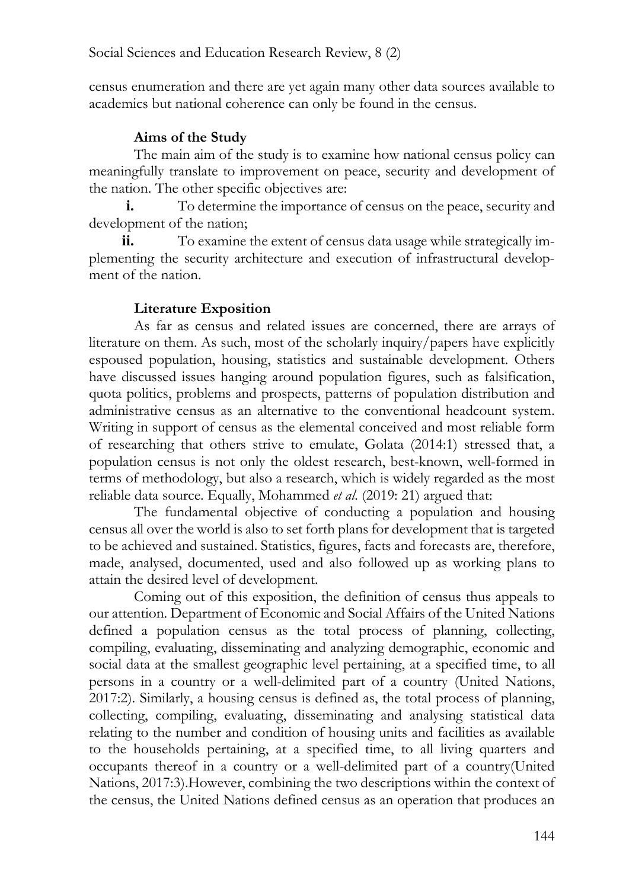census enumeration and there are yet again many other data sources available to academics but national coherence can only be found in the census.

## Aims of the Study

The main aim of the study is to examine how national census policy can meaningfully translate to improvement on peace, security and development of the nation. The other specific objectives are:

i. To determine the importance of census on the peace, security and development of the nation;

ii. To examine the extent of census data usage while strategically implementing the security architecture and execution of infrastructural development of the nation.

## Literature Exposition

As far as census and related issues are concerned, there are arrays of literature on them. As such, most of the scholarly inquiry/papers have explicitly espoused population, housing, statistics and sustainable development. Others have discussed issues hanging around population figures, such as falsification, quota politics, problems and prospects, patterns of population distribution and administrative census as an alternative to the conventional headcount system. Writing in support of census as the elemental conceived and most reliable form of researching that others strive to emulate, Golata (2014:1) stressed that, a population census is not only the oldest research, best-known, well-formed in terms of methodology, but also a research, which is widely regarded as the most reliable data source. Equally, Mohammed *et al.* (2019: 21) argued that:

The fundamental objective of conducting a population and housing census all over the world is also to set forth plans for development that is targeted to be achieved and sustained. Statistics, figures, facts and forecasts are, therefore, made, analysed, documented, used and also followed up as working plans to attain the desired level of development.

Coming out of this exposition, the definition of census thus appeals to our attention. Department of Economic and Social Affairs of the United Nations defined a population census as the total process of planning, collecting, compiling, evaluating, disseminating and analyzing demographic, economic and social data at the smallest geographic level pertaining, at a specified time, to all persons in a country or a well-delimited part of a country (United Nations, 2017:2). Similarly, a housing census is defined as, the total process of planning, collecting, compiling, evaluating, disseminating and analysing statistical data relating to the number and condition of housing units and facilities as available to the households pertaining, at a specified time, to all living quarters and occupants thereof in a country or a well-delimited part of a country(United Nations, 2017:3).However, combining the two descriptions within the context of the census, the United Nations defined census as an operation that produces an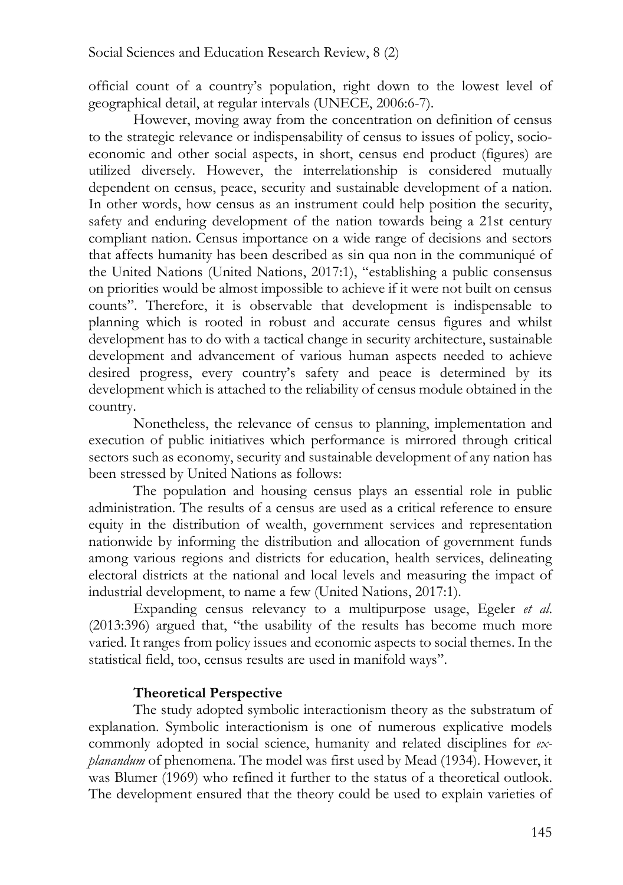official count of a country's population, right down to the lowest level of geographical detail, at regular intervals (UNECE, 2006:6-7).

However, moving away from the concentration on definition of census to the strategic relevance or indispensability of census to issues of policy, socio-economic and other social aspects, in short, census end product (figures) are utilized diversely. However, the interrelationship is considered mutually dependent on census, peace, security and sustainable development of a nation. In other words, how census as an instrument could help position the security, safety and enduring development of the nation towards being a 21st century compliant nation. Census importance on a wide range of decisions and sectors that affects humanity has been described as sin qua non in the communiqué of the United Nations (United Nations, 2017:1), "establishing a public consensus on priorities would be almost impossible to achieve if it were not built on census counts". Therefore, it is observable that development is indispensable to planning which is rooted in robust and accurate census figures and whilst development has to do with a tactical change in security architecture, sustainable development and advancement of various human aspects needed to achieve desired progress, every country's safety and peace is determined by its development which is attached to the reliability of census module obtained in the country.

Nonetheless, the relevance of census to planning, implementation and execution of public initiatives which performance is mirrored through critical sectors such as economy, security and sustainable development of any nation has been stressed by United Nations as follows:

The population and housing census plays an essential role in public administration. The results of a census are used as a critical reference to ensure equity in the distribution of wealth, government services and representation nationwide by informing the distribution and allocation of government funds among various regions and districts for education, health services, delineating electoral districts at the national and local levels and measuring the impact of industrial development, to name a few (United Nations, 2017:1).

Expanding census relevancy to a multipurpose usage, Egeler *et al*. (2013:396) argued that, "the usability of the results has become much more varied. It ranges from policy issues and economic aspects to social themes. In the statistical field, too, census results are used in manifold ways".

## Theoretical Perspective

The study adopted symbolic interactionism theory as the substratum of explanation. Symbolic interactionism is one of numerous explicative models commonly adopted in social science, humanity and related disciplines for *ex-planandum* of phenomena. The model was first used by Mead (1934). However, it was Blumer (1969) who refined it further to the status of a theoretical outlook. The development ensured that the theory could be used to explain varieties of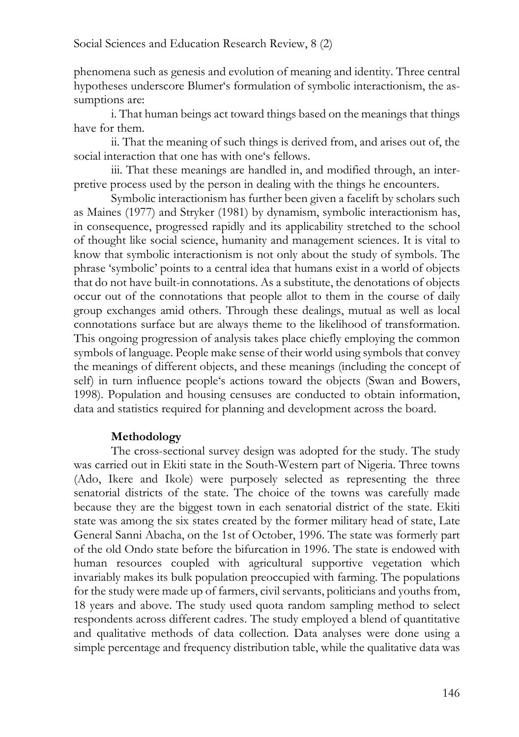phenomena such as genesis and evolution of meaning and identity. Three central hypotheses underscore Blumer‘s formulation of symbolic interactionism, the assumptions are:

i. That human beings act toward things based on the meanings that things have for them.

ii. That the meaning of such things is derived from, and arises out of, the social interaction that one has with one‘s fellows.

iii. That these meanings are handled in, and modified through, an interpretive process used by the person in dealing with the things he encounters.

Symbolic interactionism has further been given a facelift by scholars such as Maines (1977) and Stryker (1981) by dynamism, symbolic interactionism has, in consequence, progressed rapidly and its applicability stretched to the school of thought like social science, humanity and management sciences. It is vital to know that symbolic interactionism is not only about the study of symbols. The phrase 'symbolic' points to a central idea that humans exist in a world of objects that do not have built-in connotations. As a substitute, the denotations of objects occur out of the connotations that people allot to them in the course of daily group exchanges amid others. Through these dealings, mutual as well as local connotations surface but are always theme to the likelihood of transformation. This ongoing progression of analysis takes place chiefly employing the common symbols of language. People make sense of their world using symbols that convey the meanings of different objects, and these meanings (including the concept of self) in turn influence people‘s actions toward the objects (Swan and Bowers, 1998). Population and housing censuses are conducted to obtain information, data and statistics required for planning and development across the board.

## Methodology

The cross-sectional survey design was adopted for the study. The study was carried out in Ekiti state in the South-Western part of Nigeria. Three towns (Ado, Ikere and Ikole) were purposely selected as representing the three senatorial districts of the state. The choice of the towns was carefully made because they are the biggest town in each senatorial district of the state. Ekiti state was among the six states created by the former military head of state, Late General Sanni Abacha, on the 1st of October, 1996. The state was formerly part of the old Ondo state before the bifurcation in 1996. The state is endowed with human resources coupled with agricultural supportive vegetation which invariably makes its bulk population preoccupied with farming. The populations for the study were made up of farmers, civil servants, politicians and youths from, 18 years and above. The study used quota random sampling method to select respondents across different cadres. The study employed a blend of quantitative and qualitative methods of data collection. Data analyses were done using a simple percentage and frequency distribution table, while the qualitative data was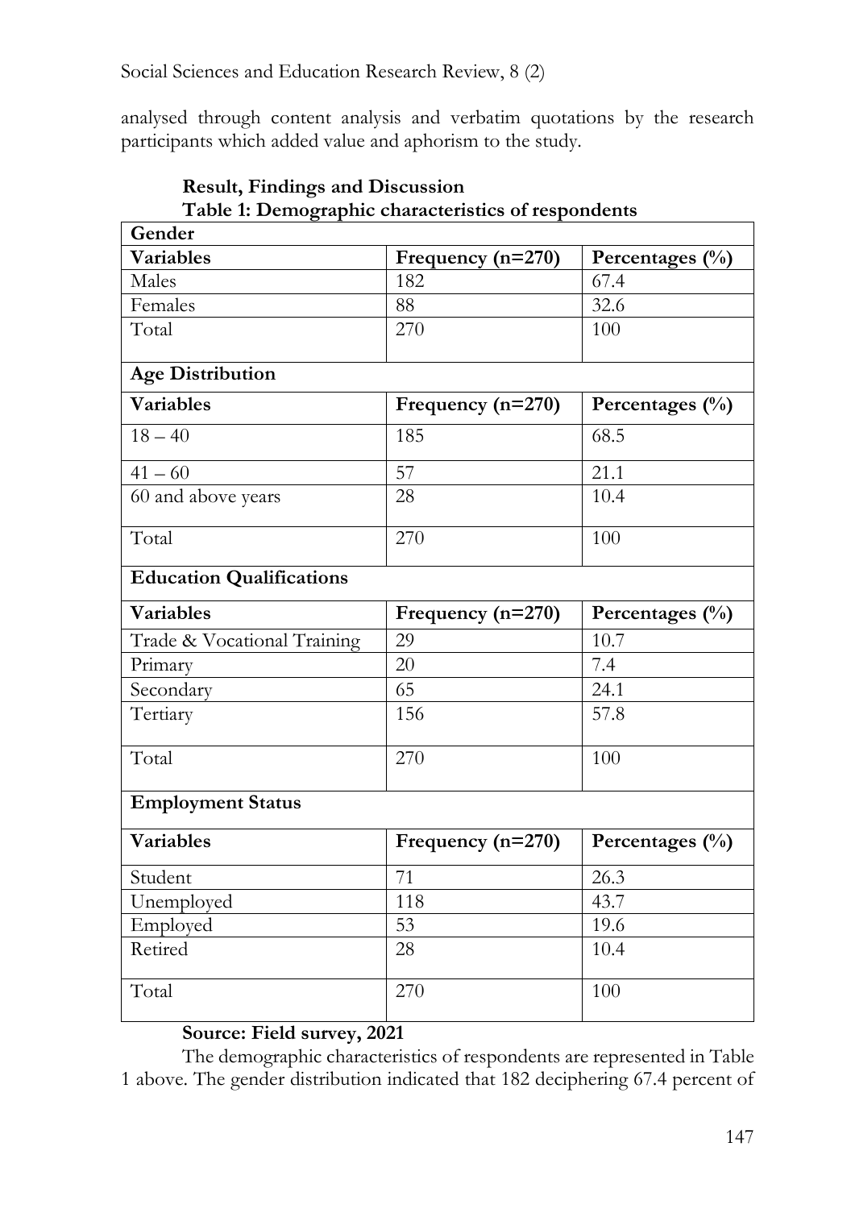analysed through content analysis and verbatim quotations by the research participants which added value and aphorism to the study.

## Result, Findings and Discussion

**Table 1: Demographic characteristics of respondents**

| **Gender** | | |
|---|---|---|
| **Variables** | **Frequency (n=270)** | **Percentages (%)** |
| Males | 182 | 67.4 |
| Females | 88 | 32.6 |
| Total | 270 | 100 |
| **Age Distribution** | | |
| **Variables** | **Frequency (n=270)** | **Percentages (%)** |
| 18 – 40 | 185 | 68.5 |
| 41 – 60 | 57 | 21.1 |
| 60 and above years | 28 | 10.4 |
| Total | 270 | 100 |
| **Education Qualifications** | | |
| **Variables** | **Frequency (n=270)** | **Percentages (%)** |
| Trade & Vocational Training | 29 | 10.7 |
| Primary | 20 | 7.4 |
| Secondary | 65 | 24.1 |
| Tertiary | 156 | 57.8 |
| Total | 270 | 100 |
| **Employment Status** | | |
| **Variables** | **Frequency (n=270)** | **Percentages (%)** |
| Student | 71 | 26.3 |
| Unemployed | 118 | 43.7 |
| Employed | 53 | 19.6 |
| Retired | 28 | 10.4 |
| Total | 270 | 100 |

**Source: Field survey, 2021**

The demographic characteristics of respondents are represented in Table 1 above. The gender distribution indicated that 182 deciphering 67.4 percent of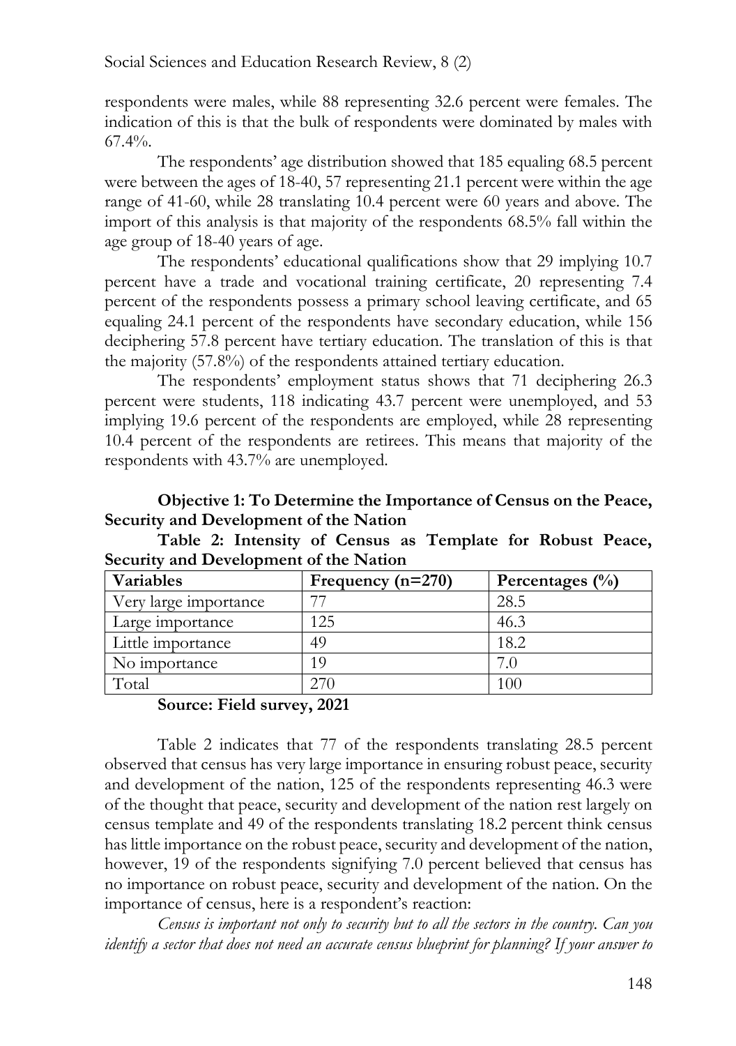respondents were males, while 88 representing 32.6 percent were females. The indication of this is that the bulk of respondents were dominated by males with 67.4%.

The respondents' age distribution showed that 185 equaling 68.5 percent were between the ages of 18-40, 57 representing 21.1 percent were within the age range of 41-60, while 28 translating 10.4 percent were 60 years and above. The import of this analysis is that majority of the respondents 68.5% fall within the age group of 18-40 years of age.

The respondents' educational qualifications show that 29 implying 10.7 percent have a trade and vocational training certificate, 20 representing 7.4 percent of the respondents possess a primary school leaving certificate, and 65 equaling 24.1 percent of the respondents have secondary education, while 156 deciphering 57.8 percent have tertiary education. The translation of this is that the majority (57.8%) of the respondents attained tertiary education.

The respondents' employment status shows that 71 deciphering 26.3 percent were students, 118 indicating 43.7 percent were unemployed, and 53 implying 19.6 percent of the respondents are employed, while 28 representing 10.4 percent of the respondents are retirees. This means that majority of the respondents with 43.7% are unemployed.

**Objective 1: To Determine the Importance of Census on the Peace, Security and Development of the Nation**

**Table 2: Intensity of Census as Template for Robust Peace, Security and Development of the Nation**

| Variables | Frequency (n=270) | Percentages (%) |
|---|---|---|
| Very large importance | 77 | 28.5 |
| Large importance | 125 | 46.3 |
| Little importance | 49 | 18.2 |
| No importance | 19 | 7.0 |
| Total | 270 | 100 |

**Source: Field survey, 2021**

Table 2 indicates that 77 of the respondents translating 28.5 percent observed that census has very large importance in ensuring robust peace, security and development of the nation, 125 of the respondents representing 46.3 were of the thought that peace, security and development of the nation rest largely on census template and 49 of the respondents translating 18.2 percent think census has little importance on the robust peace, security and development of the nation, however, 19 of the respondents signifying 7.0 percent believed that census has no importance on robust peace, security and development of the nation. On the importance of census, here is a respondent's reaction:

*Census is important not only to security but to all the sectors in the country. Can you identify a sector that does not need an accurate census blueprint for planning? If your answer to*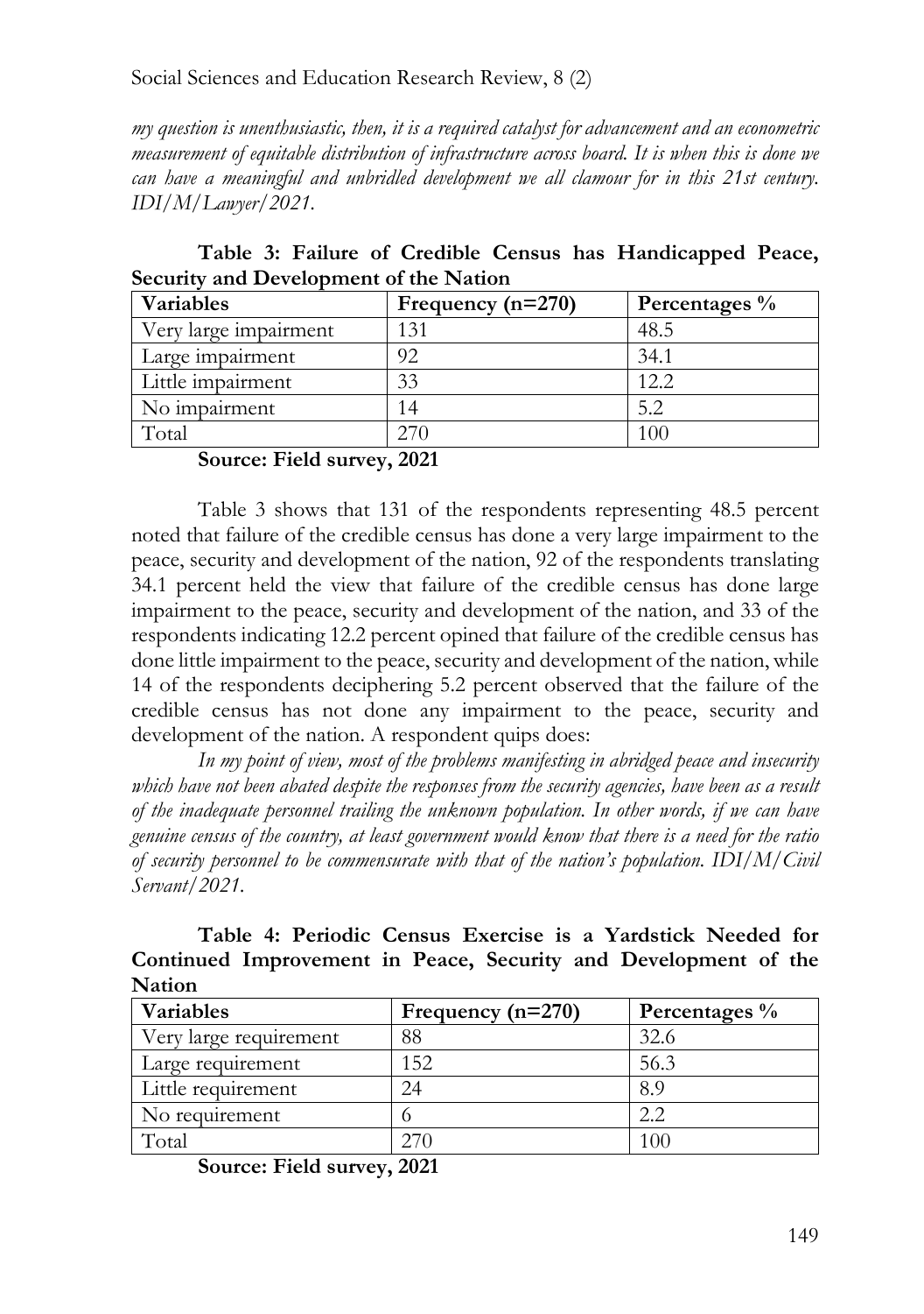*my question is unenthusiastic, then, it is a required catalyst for advancement and an econometric measurement of equitable distribution of infrastructure across board. It is when this is done we can have a meaningful and unbridled development we all clamour for in this 21st century. IDI/M/Lawyer/2021.*

**Table 3: Failure of Credible Census has Handicapped Peace, Security and Development of the Nation**

| Variables | Frequency (n=270) | Percentages % |
|---|---|---|
| Very large impairment | 131 | 48.5 |
| Large impairment | 92 | 34.1 |
| Little impairment | 33 | 12.2 |
| No impairment | 14 | 5.2 |
| Total | 270 | 100 |

**Source: Field survey, 2021**

Table 3 shows that 131 of the respondents representing 48.5 percent noted that failure of the credible census has done a very large impairment to the peace, security and development of the nation, 92 of the respondents translating 34.1 percent held the view that failure of the credible census has done large impairment to the peace, security and development of the nation, and 33 of the respondents indicating 12.2 percent opined that failure of the credible census has done little impairment to the peace, security and development of the nation, while 14 of the respondents deciphering 5.2 percent observed that the failure of the credible census has not done any impairment to the peace, security and development of the nation. A respondent quips does:

*In my point of view, most of the problems manifesting in abridged peace and insecurity which have not been abated despite the responses from the security agencies, have been as a result of the inadequate personnel trailing the unknown population. In other words, if we can have genuine census of the country, at least government would know that there is a need for the ratio of security personnel to be commensurate with that of the nation's population. IDI/M/Civil Servant/2021.*

**Table 4: Periodic Census Exercise is a Yardstick Needed for Continued Improvement in Peace, Security and Development of the Nation**

| Variables | Frequency (n=270) | Percentages % |
|---|---|---|
| Very large requirement | 88 | 32.6 |
| Large requirement | 152 | 56.3 |
| Little requirement | 24 | 8.9 |
| No requirement | 6 | 2.2 |
| Total | 270 | 100 |

**Source: Field survey, 2021**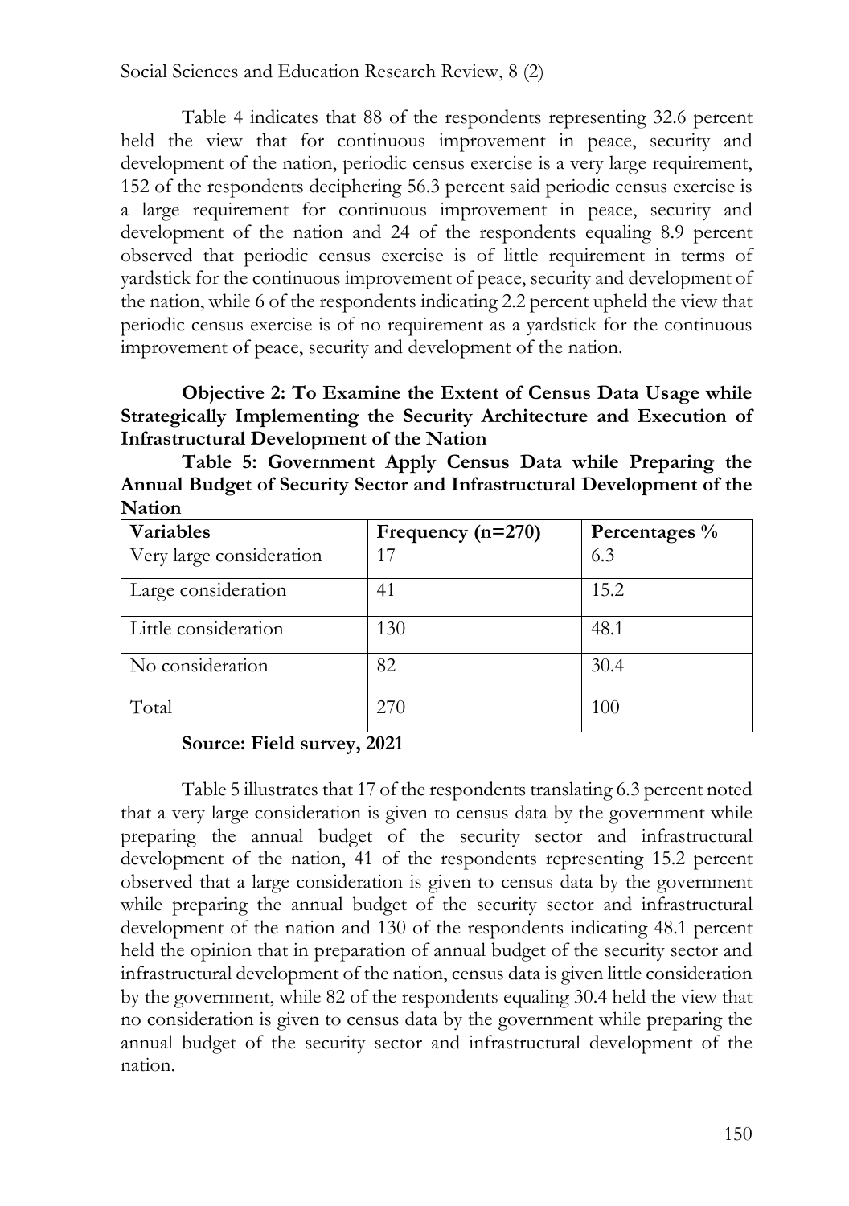Table 4 indicates that 88 of the respondents representing 32.6 percent held the view that for continuous improvement in peace, security and development of the nation, periodic census exercise is a very large requirement, 152 of the respondents deciphering 56.3 percent said periodic census exercise is a large requirement for continuous improvement in peace, security and development of the nation and 24 of the respondents equaling 8.9 percent observed that periodic census exercise is of little requirement in terms of yardstick for the continuous improvement of peace, security and development of the nation, while 6 of the respondents indicating 2.2 percent upheld the view that periodic census exercise is of no requirement as a yardstick for the continuous improvement of peace, security and development of the nation.

**Objective 2: To Examine the Extent of Census Data Usage while Strategically Implementing the Security Architecture and Execution of Infrastructural Development of the Nation**

**Table 5: Government Apply Census Data while Preparing the Annual Budget of Security Sector and Infrastructural Development of the Nation**

| Variables | Frequency (n=270) | Percentages % |
|---|---|---|
| Very large consideration | 17 | 6.3 |
| Large consideration | 41 | 15.2 |
| Little consideration | 130 | 48.1 |
| No consideration | 82 | 30.4 |
| Total | 270 | 100 |

**Source: Field survey, 2021**

Table 5 illustrates that 17 of the respondents translating 6.3 percent noted that a very large consideration is given to census data by the government while preparing the annual budget of the security sector and infrastructural development of the nation, 41 of the respondents representing 15.2 percent observed that a large consideration is given to census data by the government while preparing the annual budget of the security sector and infrastructural development of the nation and 130 of the respondents indicating 48.1 percent held the opinion that in preparation of annual budget of the security sector and infrastructural development of the nation, census data is given little consideration by the government, while 82 of the respondents equaling 30.4 held the view that no consideration is given to census data by the government while preparing the annual budget of the security sector and infrastructural development of the nation.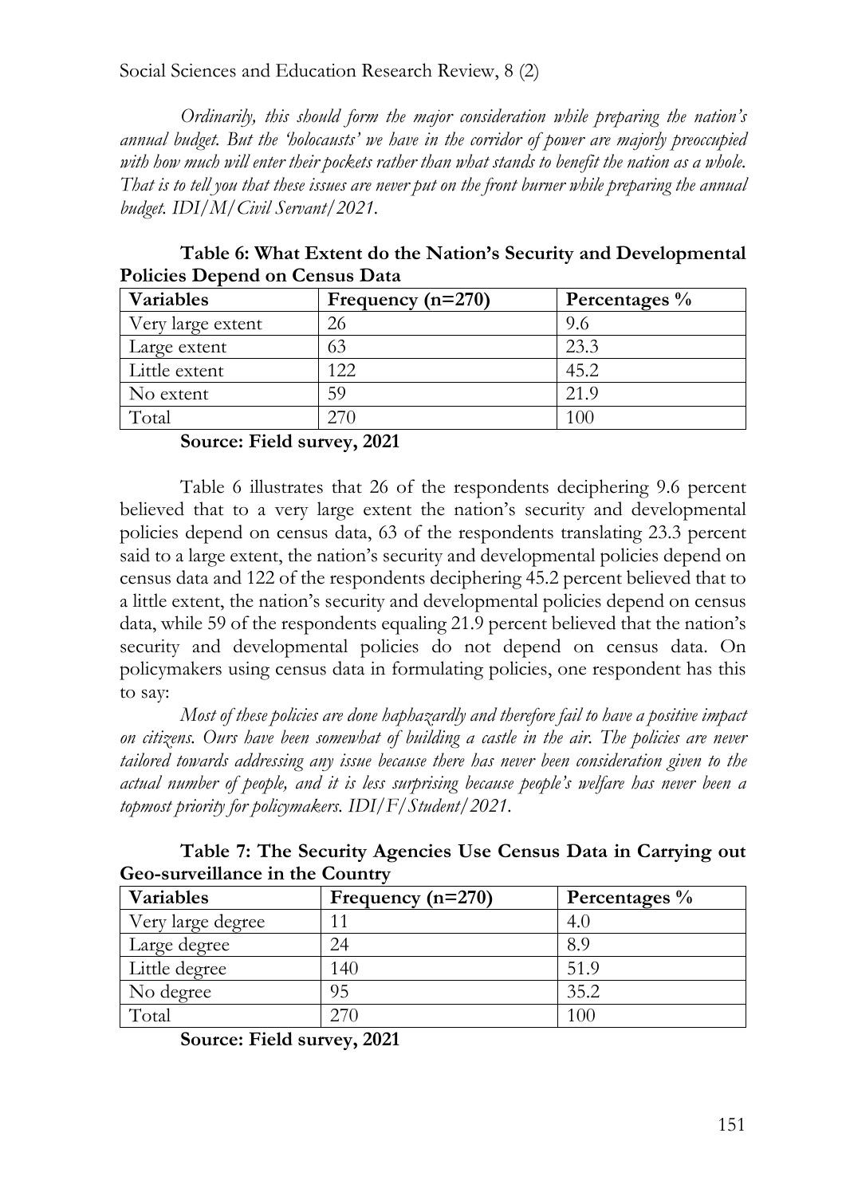*Ordinarily, this should form the major consideration while preparing the nation's annual budget. But the 'holocausts' we have in the corridor of power are majorly preoccupied with how much will enter their pockets rather than what stands to benefit the nation as a whole. That is to tell you that these issues are never put on the front burner while preparing the annual budget. IDI/M/Civil Servant/2021.*

**Table 6: What Extent do the Nation's Security and Developmental Policies Depend on Census Data**

| Variables | Frequency (n=270) | Percentages % |
|---|---|---|
| Very large extent | 26 | 9.6 |
| Large extent | 63 | 23.3 |
| Little extent | 122 | 45.2 |
| No extent | 59 | 21.9 |
| Total | 270 | 100 |

**Source: Field survey, 2021**

Table 6 illustrates that 26 of the respondents deciphering 9.6 percent believed that to a very large extent the nation's security and developmental policies depend on census data, 63 of the respondents translating 23.3 percent said to a large extent, the nation's security and developmental policies depend on census data and 122 of the respondents deciphering 45.2 percent believed that to a little extent, the nation's security and developmental policies depend on census data, while 59 of the respondents equaling 21.9 percent believed that the nation's security and developmental policies do not depend on census data. On policymakers using census data in formulating policies, one respondent has this to say:

*Most of these policies are done haphazardly and therefore fail to have a positive impact on citizens. Ours have been somewhat of building a castle in the air. The policies are never tailored towards addressing any issue because there has never been consideration given to the actual number of people, and it is less surprising because people's welfare has never been a topmost priority for policymakers. IDI/F/Student/2021.*

**Table 7: The Security Agencies Use Census Data in Carrying out Geo-surveillance in the Country**

| Variables | Frequency (n=270) | Percentages % |
|---|---|---|
| Very large degree | 11 | 4.0 |
| Large degree | 24 | 8.9 |
| Little degree | 140 | 51.9 |
| No degree | 95 | 35.2 |
| Total | 270 | 100 |

**Source: Field survey, 2021**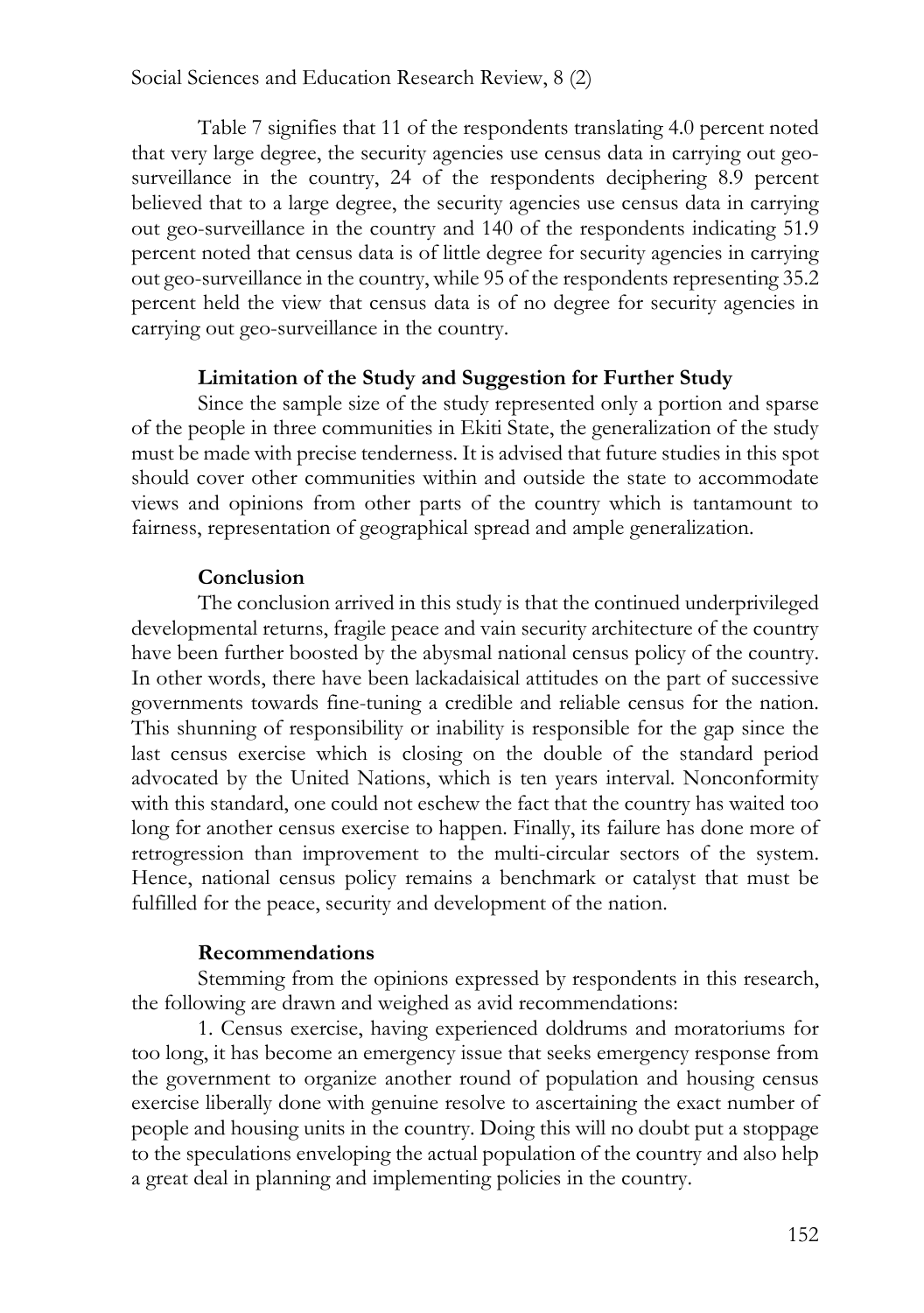Table 7 signifies that 11 of the respondents translating 4.0 percent noted that very large degree, the security agencies use census data in carrying out geo-surveillance in the country, 24 of the respondents deciphering 8.9 percent believed that to a large degree, the security agencies use census data in carrying out geo-surveillance in the country and 140 of the respondents indicating 51.9 percent noted that census data is of little degree for security agencies in carrying out geo-surveillance in the country, while 95 of the respondents representing 35.2 percent held the view that census data is of no degree for security agencies in carrying out geo-surveillance in the country.

## Limitation of the Study and Suggestion for Further Study

Since the sample size of the study represented only a portion and sparse of the people in three communities in Ekiti State, the generalization of the study must be made with precise tenderness. It is advised that future studies in this spot should cover other communities within and outside the state to accommodate views and opinions from other parts of the country which is tantamount to fairness, representation of geographical spread and ample generalization.

## Conclusion

The conclusion arrived in this study is that the continued underprivileged developmental returns, fragile peace and vain security architecture of the country have been further boosted by the abysmal national census policy of the country. In other words, there have been lackadaisical attitudes on the part of successive governments towards fine-tuning a credible and reliable census for the nation. This shunning of responsibility or inability is responsible for the gap since the last census exercise which is closing on the double of the standard period advocated by the United Nations, which is ten years interval. Nonconformity with this standard, one could not eschew the fact that the country has waited too long for another census exercise to happen. Finally, its failure has done more of retrogression than improvement to the multi-circular sectors of the system. Hence, national census policy remains a benchmark or catalyst that must be fulfilled for the peace, security and development of the nation.

## Recommendations

Stemming from the opinions expressed by respondents in this research, the following are drawn and weighed as avid recommendations:

1. Census exercise, having experienced doldrums and moratoriums for too long, it has become an emergency issue that seeks emergency response from the government to organize another round of population and housing census exercise liberally done with genuine resolve to ascertaining the exact number of people and housing units in the country. Doing this will no doubt put a stoppage to the speculations enveloping the actual population of the country and also help a great deal in planning and implementing policies in the country.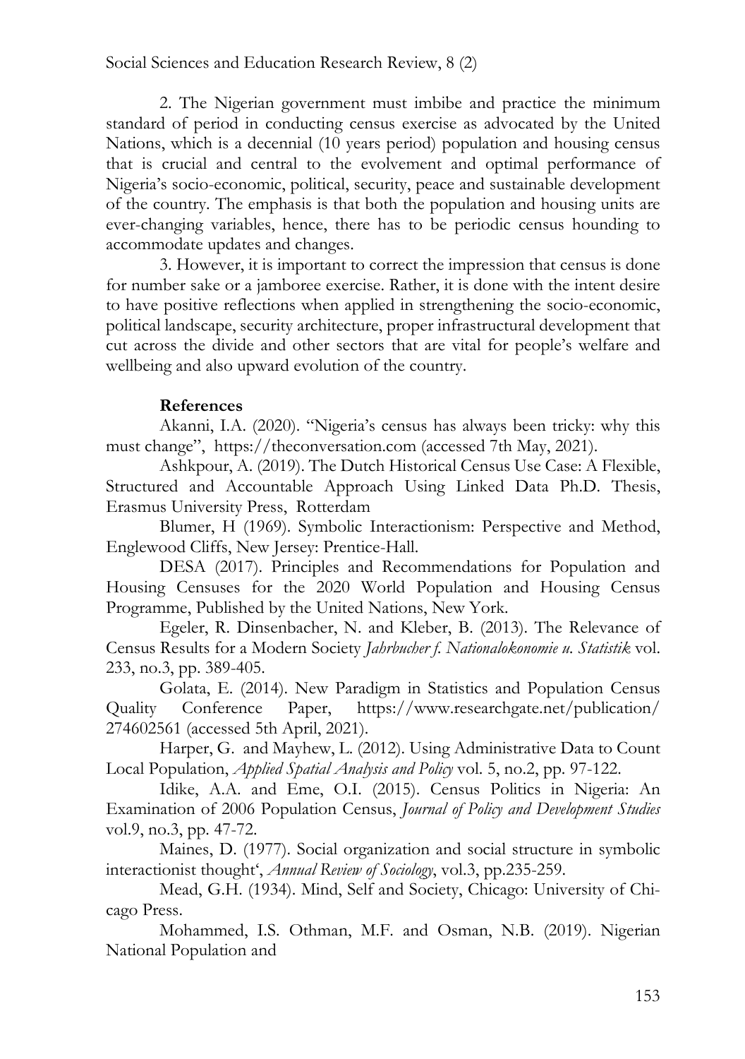2. The Nigerian government must imbibe and practice the minimum standard of period in conducting census exercise as advocated by the United Nations, which is a decennial (10 years period) population and housing census that is crucial and central to the evolvement and optimal performance of Nigeria's socio-economic, political, security, peace and sustainable development of the country. The emphasis is that both the population and housing units are ever-changing variables, hence, there has to be periodic census hounding to accommodate updates and changes.

3. However, it is important to correct the impression that census is done for number sake or a jamboree exercise. Rather, it is done with the intent desire to have positive reflections when applied in strengthening the socio-economic, political landscape, security architecture, proper infrastructural development that cut across the divide and other sectors that are vital for people's welfare and wellbeing and also upward evolution of the country.

## References

Akanni, I.A. (2020). "Nigeria's census has always been tricky: why this must change", https://theconversation.com (accessed 7th May, 2021).

Ashkpour, A. (2019). The Dutch Historical Census Use Case: A Flexible, Structured and Accountable Approach Using Linked Data Ph.D. Thesis, Erasmus University Press, Rotterdam

Blumer, H (1969). Symbolic Interactionism: Perspective and Method, Englewood Cliffs, New Jersey: Prentice-Hall.

DESA (2017). Principles and Recommendations for Population and Housing Censuses for the 2020 World Population and Housing Census Programme, Published by the United Nations, New York.

Egeler, R. Dinsenbacher, N. and Kleber, B. (2013). The Relevance of Census Results for a Modern Society *Jahrbucher f. Nationalokonomie u. Statistik* vol. 233, no.3, pp. 389-405.

Golata, E. (2014). New Paradigm in Statistics and Population Census Quality Conference Paper, https://www.researchgate.net/publication/274602561 (accessed 5th April, 2021).

Harper, G. and Mayhew, L. (2012). Using Administrative Data to Count Local Population, *Applied Spatial Analysis and Policy* vol. 5, no.2, pp. 97-122.

Idike, A.A. and Eme, O.I. (2015). Census Politics in Nigeria: An Examination of 2006 Population Census, *Journal of Policy and Development Studies* vol.9, no.3, pp. 47-72.

Maines, D. (1977). Social organization and social structure in symbolic interactionist thought', *Annual Review of Sociology*, vol.3, pp.235-259.

Mead, G.H. (1934). Mind, Self and Society, Chicago: University of Chicago Press.

Mohammed, I.S. Othman, M.F. and Osman, N.B. (2019). Nigerian National Population and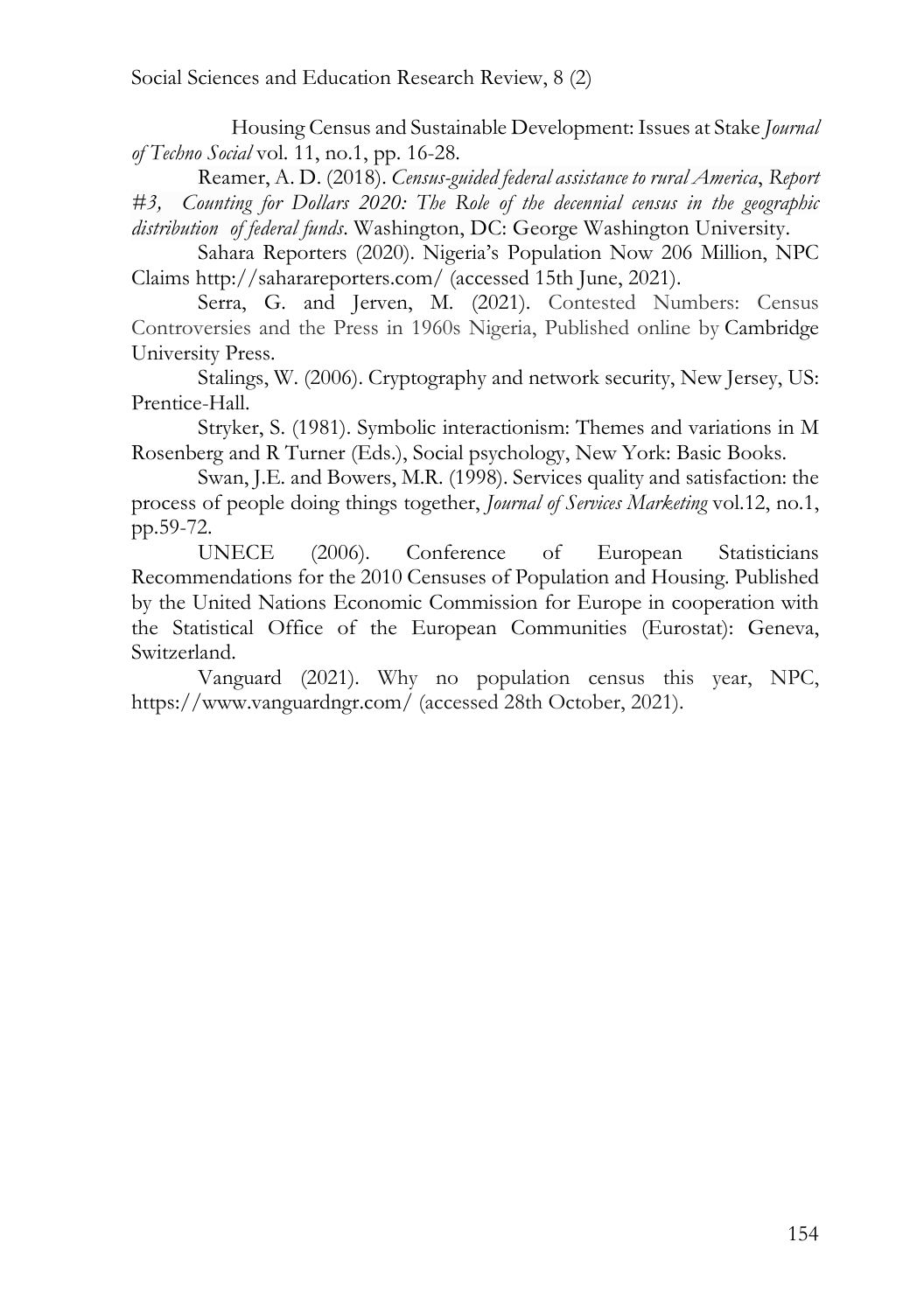Housing Census and Sustainable Development: Issues at Stake *Journal of Techno Social* vol. 11, no.1, pp. 16-28.

Reamer, A. D. (2018). *Census-guided federal assistance to rural America*, *Report #3, Counting for Dollars 2020: The Role of the decennial census in the geographic distribution of federal funds*. Washington, DC: George Washington University.

Sahara Reporters (2020). Nigeria's Population Now 206 Million, NPC Claims http://saharareporters.com/ (accessed 15th June, 2021).

Serra, G. and Jerven, M. (2021). Contested Numbers: Census Controversies and the Press in 1960s Nigeria, Published online by Cambridge University Press.

Stalings, W. (2006). Cryptography and network security, New Jersey, US: Prentice-Hall.

Stryker, S. (1981). Symbolic interactionism: Themes and variations in M Rosenberg and R Turner (Eds.), Social psychology, New York: Basic Books.

Swan, J.E. and Bowers, M.R. (1998). Services quality and satisfaction: the process of people doing things together, *Journal of Services Marketing* vol.12, no.1, pp.59-72.

UNECE (2006). Conference of European Statisticians Recommendations for the 2010 Censuses of Population and Housing. Published by the United Nations Economic Commission for Europe in cooperation with the Statistical Office of the European Communities (Eurostat): Geneva, Switzerland.

Vanguard (2021). Why no population census this year, NPC, https://www.vanguardngr.com/ (accessed 28th October, 2021).